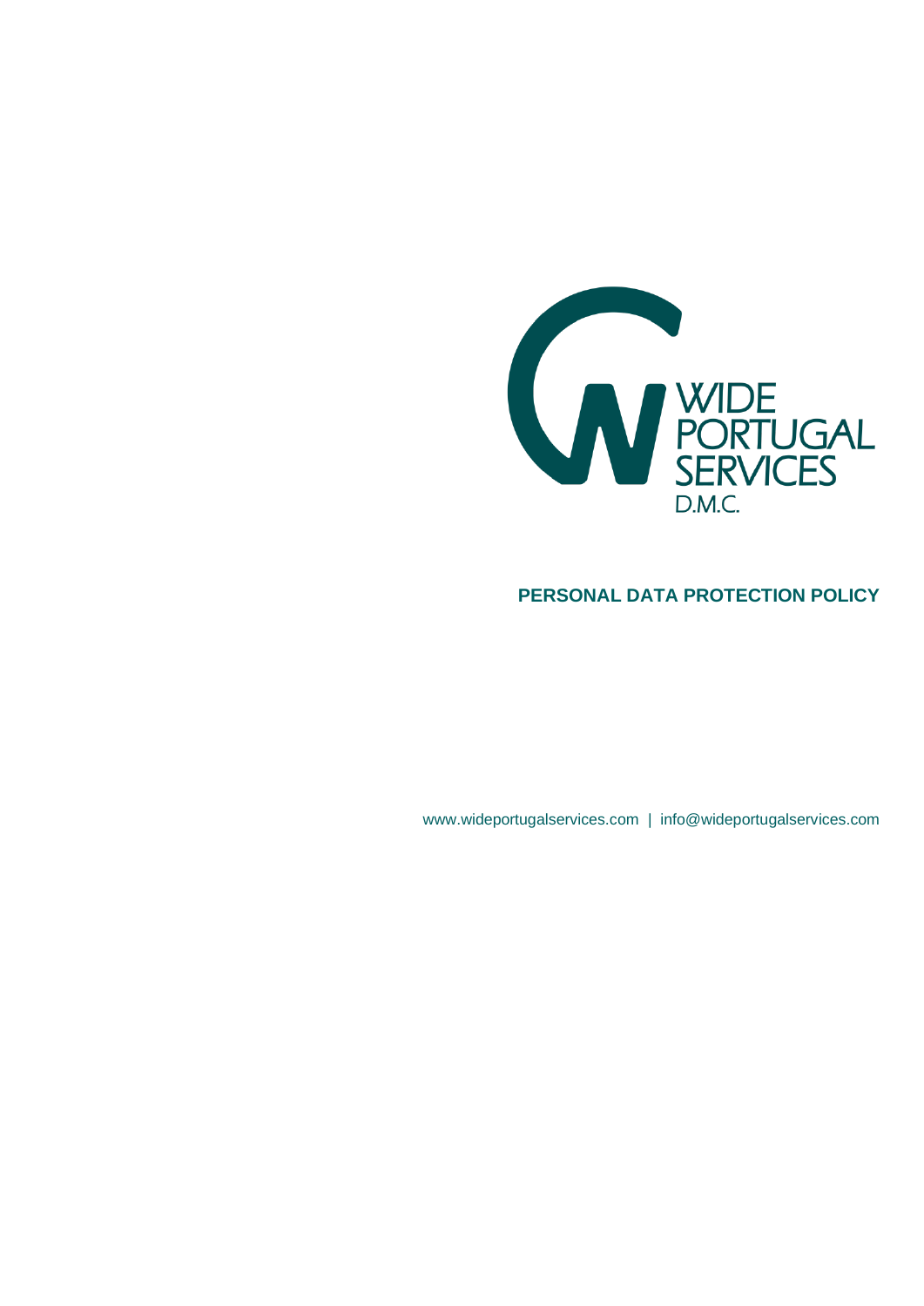WIDE PORTUGAL SERVICES

D.M.C.

# PERSONAL DATA PROTECTION POLICY

www.wideportugalservices.com | info@wideportugalservices.com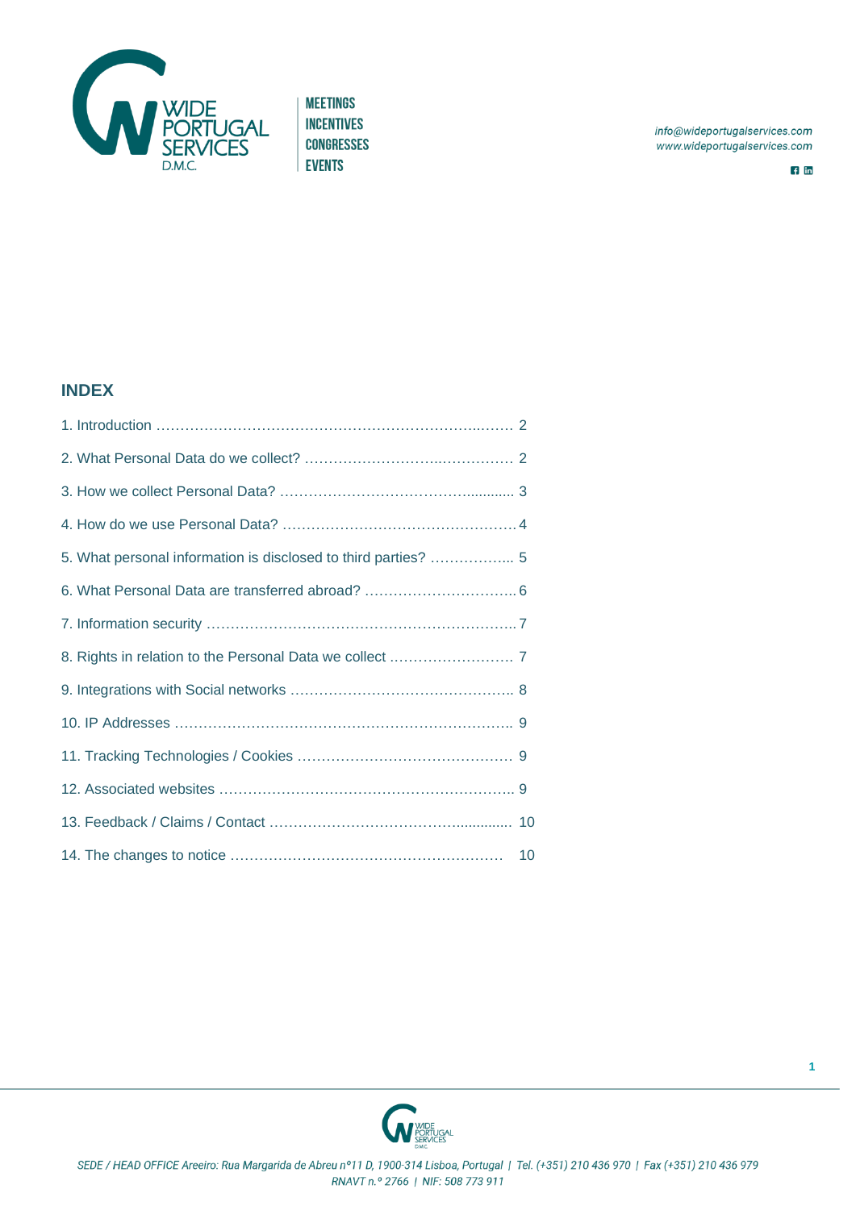## INDEX

1. Introduction ………………………………………………………………..……. 2
2. What Personal Data do we collect? ………………………..…………… 2
3. How we collect Personal Data? ……………………………………........... 3
4. How do we use Personal Data? …………………………………………. 4
5. What personal information is disclosed to third parties? ……………... 5
6. What Personal Data are transferred abroad? ………………………….. 6
7. Information security ……………………………………………………….. 7
8. Rights in relation to the Personal Data we collect ……………………. 7
9. Integrations with Social networks ……………………………………….. 8
10. IP Addresses …………………………………………………………….. 9
11. Tracking Technologies / Cookies ……………………………………… 9
12. Associated websites …………………………………………………….. 9
13. Feedback / Claims / Contact …………………………………….............. 10
14. The changes to notice ………………………………………………… 10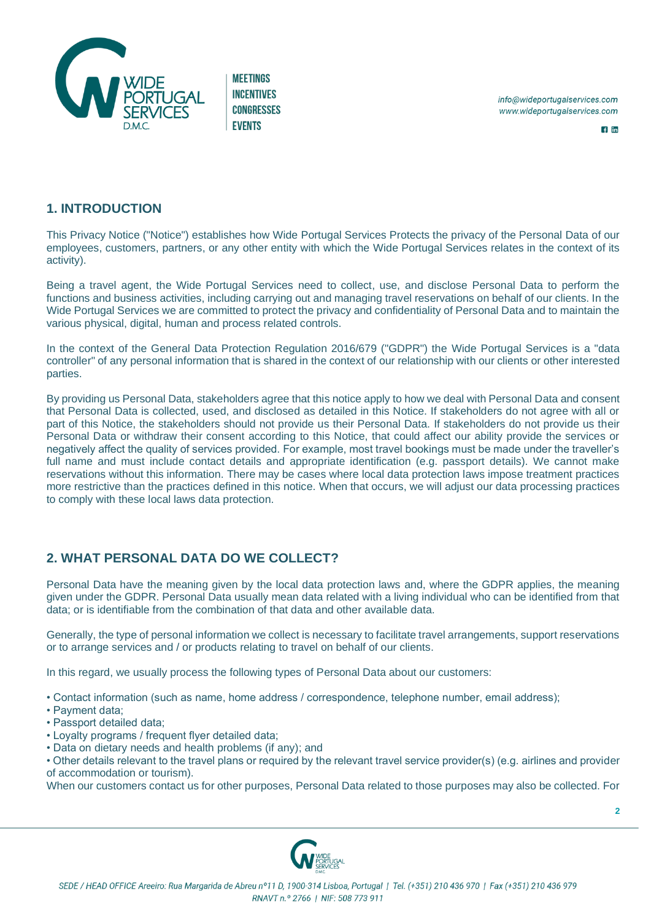## 1. INTRODUCTION

This Privacy Notice ("Notice") establishes how Wide Portugal Services Protects the privacy of the Personal Data of our employees, customers, partners, or any other entity with which the Wide Portugal Services relates in the context of its activity).

Being a travel agent, the Wide Portugal Services need to collect, use, and disclose Personal Data to perform the functions and business activities, including carrying out and managing travel reservations on behalf of our clients. In the Wide Portugal Services we are committed to protect the privacy and confidentiality of Personal Data and to maintain the various physical, digital, human and process related controls.

In the context of the General Data Protection Regulation 2016/679 ("GDPR") the Wide Portugal Services is a "data controller" of any personal information that is shared in the context of our relationship with our clients or other interested parties.

By providing us Personal Data, stakeholders agree that this notice apply to how we deal with Personal Data and consent that Personal Data is collected, used, and disclosed as detailed in this Notice. If stakeholders do not agree with all or part of this Notice, the stakeholders should not provide us their Personal Data. If stakeholders do not provide us their Personal Data or withdraw their consent according to this Notice, that could affect our ability provide the services or negatively affect the quality of services provided. For example, most travel bookings must be made under the traveller's full name and must include contact details and appropriate identification (e.g. passport details). We cannot make reservations without this information. There may be cases where local data protection laws impose treatment practices more restrictive than the practices defined in this notice. When that occurs, we will adjust our data processing practices to comply with these local laws data protection.

## 2. WHAT PERSONAL DATA DO WE COLLECT?

Personal Data have the meaning given by the local data protection laws and, where the GDPR applies, the meaning given under the GDPR. Personal Data usually mean data related with a living individual who can be identified from that data; or is identifiable from the combination of that data and other available data.

Generally, the type of personal information we collect is necessary to facilitate travel arrangements, support reservations or to arrange services and / or products relating to travel on behalf of our clients.

In this regard, we usually process the following types of Personal Data about our customers:

- Contact information (such as name, home address / correspondence, telephone number, email address);
- Payment data;
- Passport detailed data;
- Loyalty programs / frequent flyer detailed data;
- Data on dietary needs and health problems (if any); and
- Other details relevant to the travel plans or required by the relevant travel service provider(s) (e.g. airlines and provider of accommodation or tourism).

When our customers contact us for other purposes, Personal Data related to those purposes may also be collected. For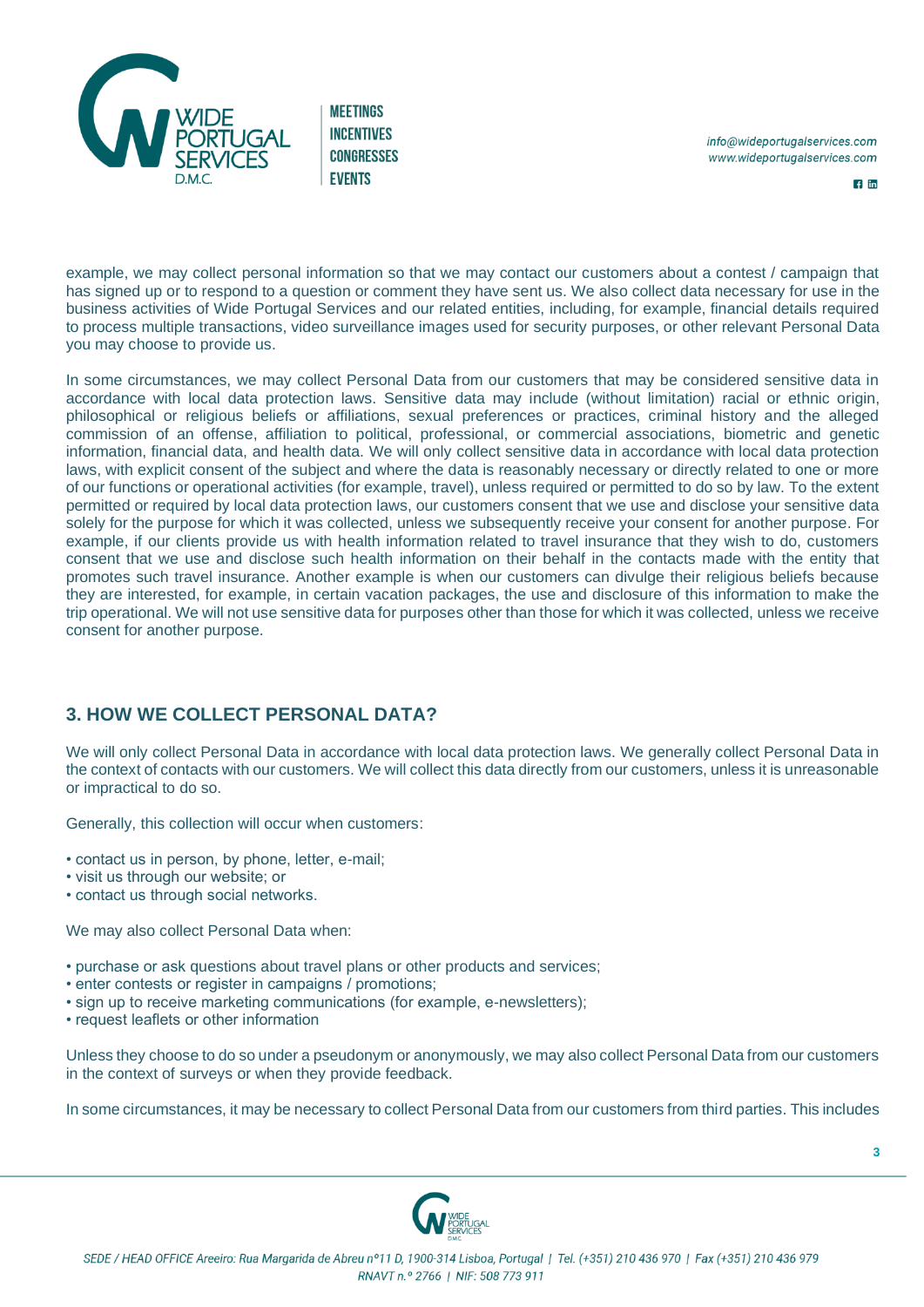example, we may collect personal information so that we may contact our customers about a contest / campaign that has signed up or to respond to a question or comment they have sent us. We also collect data necessary for use in the business activities of Wide Portugal Services and our related entities, including, for example, financial details required to process multiple transactions, video surveillance images used for security purposes, or other relevant Personal Data you may choose to provide us.

In some circumstances, we may collect Personal Data from our customers that may be considered sensitive data in accordance with local data protection laws. Sensitive data may include (without limitation) racial or ethnic origin, philosophical or religious beliefs or affiliations, sexual preferences or practices, criminal history and the alleged commission of an offense, affiliation to political, professional, or commercial associations, biometric and genetic information, financial data, and health data. We will only collect sensitive data in accordance with local data protection laws, with explicit consent of the subject and where the data is reasonably necessary or directly related to one or more of our functions or operational activities (for example, travel), unless required or permitted to do so by law. To the extent permitted or required by local data protection laws, our customers consent that we use and disclose your sensitive data solely for the purpose for which it was collected, unless we subsequently receive your consent for another purpose. For example, if our clients provide us with health information related to travel insurance that they wish to do, customers consent that we use and disclose such health information on their behalf in the contacts made with the entity that promotes such travel insurance. Another example is when our customers can divulge their religious beliefs because they are interested, for example, in certain vacation packages, the use and disclosure of this information to make the trip operational. We will not use sensitive data for purposes other than those for which it was collected, unless we receive consent for another purpose.

## 3. HOW WE COLLECT PERSONAL DATA?

We will only collect Personal Data in accordance with local data protection laws. We generally collect Personal Data in the context of contacts with our customers. We will collect this data directly from our customers, unless it is unreasonable or impractical to do so.

Generally, this collection will occur when customers:

- contact us in person, by phone, letter, e-mail;
- visit us through our website; or
- contact us through social networks.

We may also collect Personal Data when:

- purchase or ask questions about travel plans or other products and services;
- enter contests or register in campaigns / promotions;
- sign up to receive marketing communications (for example, e-newsletters);
- request leaflets or other information

Unless they choose to do so under a pseudonym or anonymously, we may also collect Personal Data from our customers in the context of surveys or when they provide feedback.

In some circumstances, it may be necessary to collect Personal Data from our customers from third parties. This includes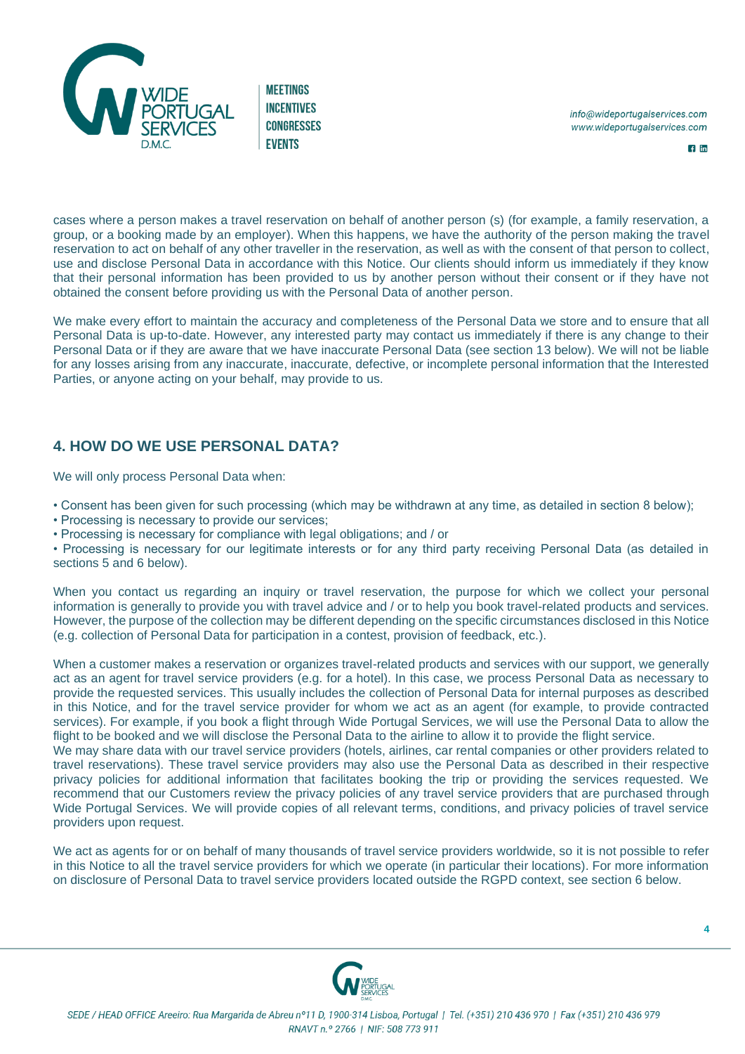cases where a person makes a travel reservation on behalf of another person (s) (for example, a family reservation, a group, or a booking made by an employer). When this happens, we have the authority of the person making the travel reservation to act on behalf of any other traveller in the reservation, as well as with the consent of that person to collect, use and disclose Personal Data in accordance with this Notice. Our clients should inform us immediately if they know that their personal information has been provided to us by another person without their consent or if they have not obtained the consent before providing us with the Personal Data of another person.

We make every effort to maintain the accuracy and completeness of the Personal Data we store and to ensure that all Personal Data is up-to-date. However, any interested party may contact us immediately if there is any change to their Personal Data or if they are aware that we have inaccurate Personal Data (see section 13 below). We will not be liable for any losses arising from any inaccurate, inaccurate, defective, or incomplete personal information that the Interested Parties, or anyone acting on your behalf, may provide to us.

## 4. HOW DO WE USE PERSONAL DATA?

We will only process Personal Data when:

- Consent has been given for such processing (which may be withdrawn at any time, as detailed in section 8 below);
- Processing is necessary to provide our services;
- Processing is necessary for compliance with legal obligations; and / or
- Processing is necessary for our legitimate interests or for any third party receiving Personal Data (as detailed in sections 5 and 6 below).

When you contact us regarding an inquiry or travel reservation, the purpose for which we collect your personal information is generally to provide you with travel advice and / or to help you book travel-related products and services. However, the purpose of the collection may be different depending on the specific circumstances disclosed in this Notice (e.g. collection of Personal Data for participation in a contest, provision of feedback, etc.).

When a customer makes a reservation or organizes travel-related products and services with our support, we generally act as an agent for travel service providers (e.g. for a hotel). In this case, we process Personal Data as necessary to provide the requested services. This usually includes the collection of Personal Data for internal purposes as described in this Notice, and for the travel service provider for whom we act as an agent (for example, to provide contracted services). For example, if you book a flight through Wide Portugal Services, we will use the Personal Data to allow the flight to be booked and we will disclose the Personal Data to the airline to allow it to provide the flight service.
We may share data with our travel service providers (hotels, airlines, car rental companies or other providers related to travel reservations). These travel service providers may also use the Personal Data as described in their respective privacy policies for additional information that facilitates booking the trip or providing the services requested. We recommend that our Customers review the privacy policies of any travel service providers that are purchased through Wide Portugal Services. We will provide copies of all relevant terms, conditions, and privacy policies of travel service providers upon request.

We act as agents for or on behalf of many thousands of travel service providers worldwide, so it is not possible to refer in this Notice to all the travel service providers for which we operate (in particular their locations). For more information on disclosure of Personal Data to travel service providers located outside the RGPD context, see section 6 below.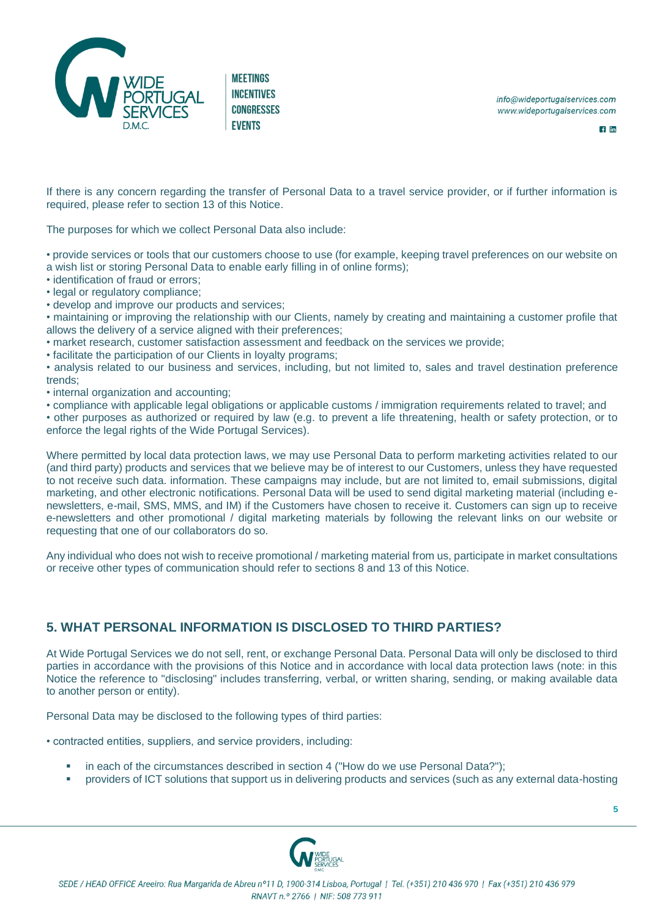If there is any concern regarding the transfer of Personal Data to a travel service provider, or if further information is required, please refer to section 13 of this Notice.

The purposes for which we collect Personal Data also include:

- provide services or tools that our customers choose to use (for example, keeping travel preferences on our website on a wish list or storing Personal Data to enable early filling in of online forms);
- identification of fraud or errors;
- legal or regulatory compliance;
- develop and improve our products and services;
- maintaining or improving the relationship with our Clients, namely by creating and maintaining a customer profile that allows the delivery of a service aligned with their preferences;
- market research, customer satisfaction assessment and feedback on the services we provide;
- facilitate the participation of our Clients in loyalty programs;
- analysis related to our business and services, including, but not limited to, sales and travel destination preference trends;
- internal organization and accounting;
- compliance with applicable legal obligations or applicable customs / immigration requirements related to travel; and
- other purposes as authorized or required by law (e.g. to prevent a life threatening, health or safety protection, or to enforce the legal rights of the Wide Portugal Services).

Where permitted by local data protection laws, we may use Personal Data to perform marketing activities related to our (and third party) products and services that we believe may be of interest to our Customers, unless they have requested to not receive such data. information. These campaigns may include, but are not limited to, email submissions, digital marketing, and other electronic notifications. Personal Data will be used to send digital marketing material (including e-newsletters, e-mail, SMS, MMS, and IM) if the Customers have chosen to receive it. Customers can sign up to receive e-newsletters and other promotional / digital marketing materials by following the relevant links on our website or requesting that one of our collaborators do so.

Any individual who does not wish to receive promotional / marketing material from us, participate in market consultations or receive other types of communication should refer to sections 8 and 13 of this Notice.

## 5. WHAT PERSONAL INFORMATION IS DISCLOSED TO THIRD PARTIES?

At Wide Portugal Services we do not sell, rent, or exchange Personal Data. Personal Data will only be disclosed to third parties in accordance with the provisions of this Notice and in accordance with local data protection laws (note: in this Notice the reference to "disclosing" includes transferring, verbal, or written sharing, sending, or making available data to another person or entity).

Personal Data may be disclosed to the following types of third parties:

- contracted entities, suppliers, and service providers, including:
  - in each of the circumstances described in section 4 ("How do we use Personal Data?");
  - providers of ICT solutions that support us in delivering products and services (such as any external data-hosting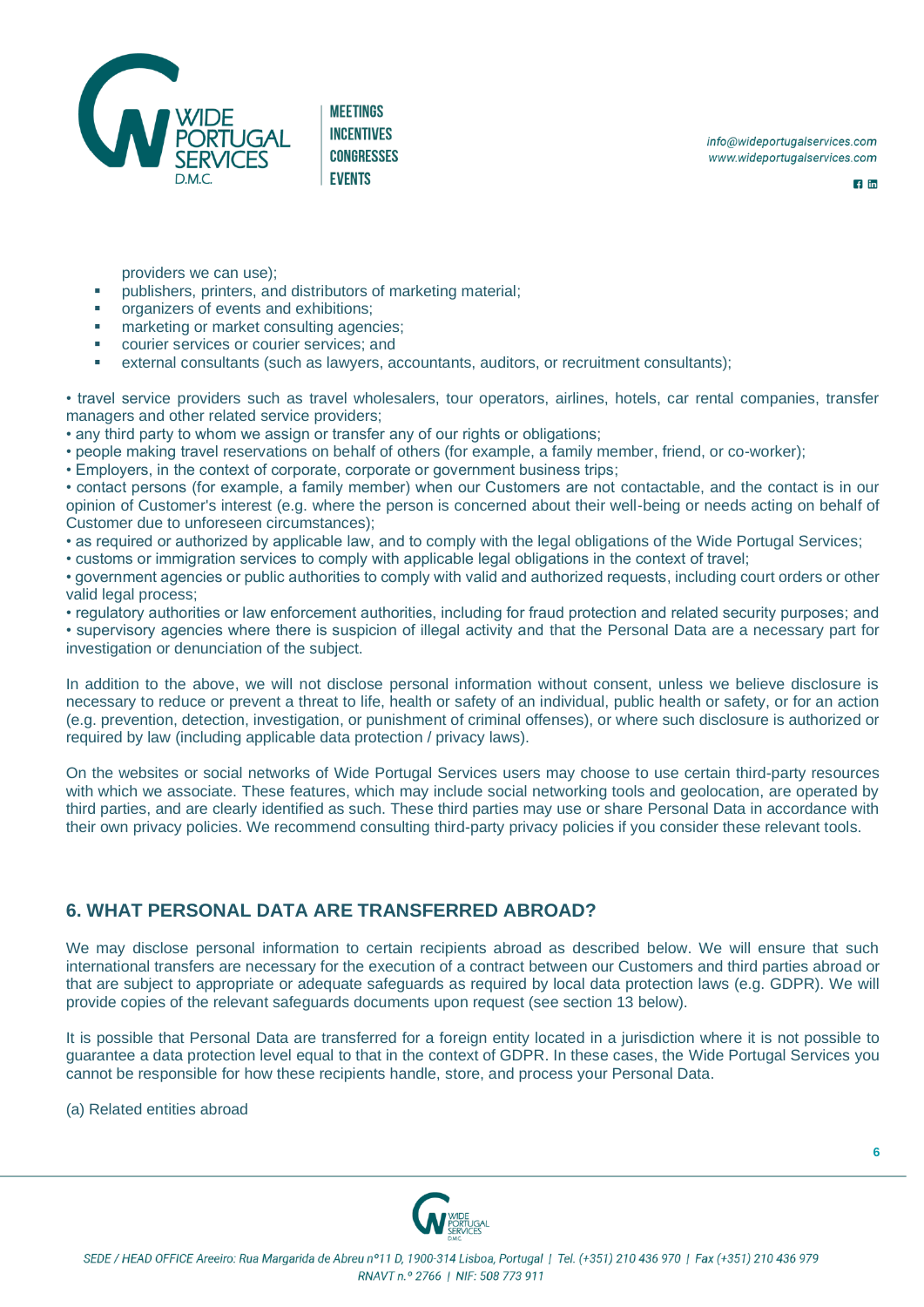providers we can use);

- publishers, printers, and distributors of marketing material;
- organizers of events and exhibitions;
- marketing or market consulting agencies;
- courier services or courier services; and
- external consultants (such as lawyers, accountants, auditors, or recruitment consultants);

• travel service providers such as travel wholesalers, tour operators, airlines, hotels, car rental companies, transfer managers and other related service providers;
• any third party to whom we assign or transfer any of our rights or obligations;
• people making travel reservations on behalf of others (for example, a family member, friend, or co-worker);
• Employers, in the context of corporate, corporate or government business trips;
• contact persons (for example, a family member) when our Customers are not contactable, and the contact is in our opinion of Customer's interest (e.g. where the person is concerned about their well-being or needs acting on behalf of Customer due to unforeseen circumstances);
• as required or authorized by applicable law, and to comply with the legal obligations of the Wide Portugal Services;
• customs or immigration services to comply with applicable legal obligations in the context of travel;
• government agencies or public authorities to comply with valid and authorized requests, including court orders or other valid legal process;
• regulatory authorities or law enforcement authorities, including for fraud protection and related security purposes; and
• supervisory agencies where there is suspicion of illegal activity and that the Personal Data are a necessary part for investigation or denunciation of the subject.

In addition to the above, we will not disclose personal information without consent, unless we believe disclosure is necessary to reduce or prevent a threat to life, health or safety of an individual, public health or safety, or for an action (e.g. prevention, detection, investigation, or punishment of criminal offenses), or where such disclosure is authorized or required by law (including applicable data protection / privacy laws).

On the websites or social networks of Wide Portugal Services users may choose to use certain third-party resources with which we associate. These features, which may include social networking tools and geolocation, are operated by third parties, and are clearly identified as such. These third parties may use or share Personal Data in accordance with their own privacy policies. We recommend consulting third-party privacy policies if you consider these relevant tools.

## 6. WHAT PERSONAL DATA ARE TRANSFERRED ABROAD?

We may disclose personal information to certain recipients abroad as described below. We will ensure that such international transfers are necessary for the execution of a contract between our Customers and third parties abroad or that are subject to appropriate or adequate safeguards as required by local data protection laws (e.g. GDPR). We will provide copies of the relevant safeguards documents upon request (see section 13 below).

It is possible that Personal Data are transferred for a foreign entity located in a jurisdiction where it is not possible to guarantee a data protection level equal to that in the context of GDPR. In these cases, the Wide Portugal Services you cannot be responsible for how these recipients handle, store, and process your Personal Data.

(a) Related entities abroad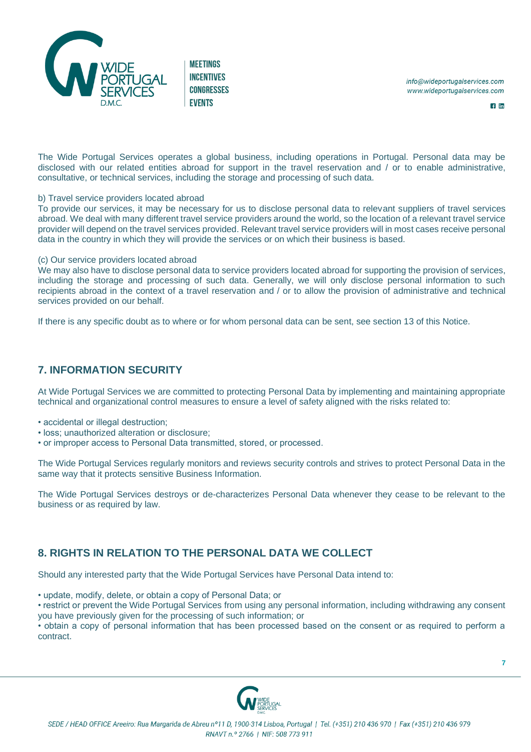The Wide Portugal Services operates a global business, including operations in Portugal. Personal data may be disclosed with our related entities abroad for support in the travel reservation and / or to enable administrative, consultative, or technical services, including the storage and processing of such data.

b) Travel service providers located abroad
To provide our services, it may be necessary for us to disclose personal data to relevant suppliers of travel services abroad. We deal with many different travel service providers around the world, so the location of a relevant travel service provider will depend on the travel services provided. Relevant travel service providers will in most cases receive personal data in the country in which they will provide the services or on which their business is based.

(c) Our service providers located abroad
We may also have to disclose personal data to service providers located abroad for supporting the provision of services, including the storage and processing of such data. Generally, we will only disclose personal information to such recipients abroad in the context of a travel reservation and / or to allow the provision of administrative and technical services provided on our behalf.

If there is any specific doubt as to where or for whom personal data can be sent, see section 13 of this Notice.

## 7. INFORMATION SECURITY

At Wide Portugal Services we are committed to protecting Personal Data by implementing and maintaining appropriate technical and organizational control measures to ensure a level of safety aligned with the risks related to:

• accidental or illegal destruction;
• loss; unauthorized alteration or disclosure;
• or improper access to Personal Data transmitted, stored, or processed.

The Wide Portugal Services regularly monitors and reviews security controls and strives to protect Personal Data in the same way that it protects sensitive Business Information.

The Wide Portugal Services destroys or de-characterizes Personal Data whenever they cease to be relevant to the business or as required by law.

## 8. RIGHTS IN RELATION TO THE PERSONAL DATA WE COLLECT

Should any interested party that the Wide Portugal Services have Personal Data intend to:

• update, modify, delete, or obtain a copy of Personal Data; or
• restrict or prevent the Wide Portugal Services from using any personal information, including withdrawing any consent you have previously given for the processing of such information; or
• obtain a copy of personal information that has been processed based on the consent or as required to perform a contract.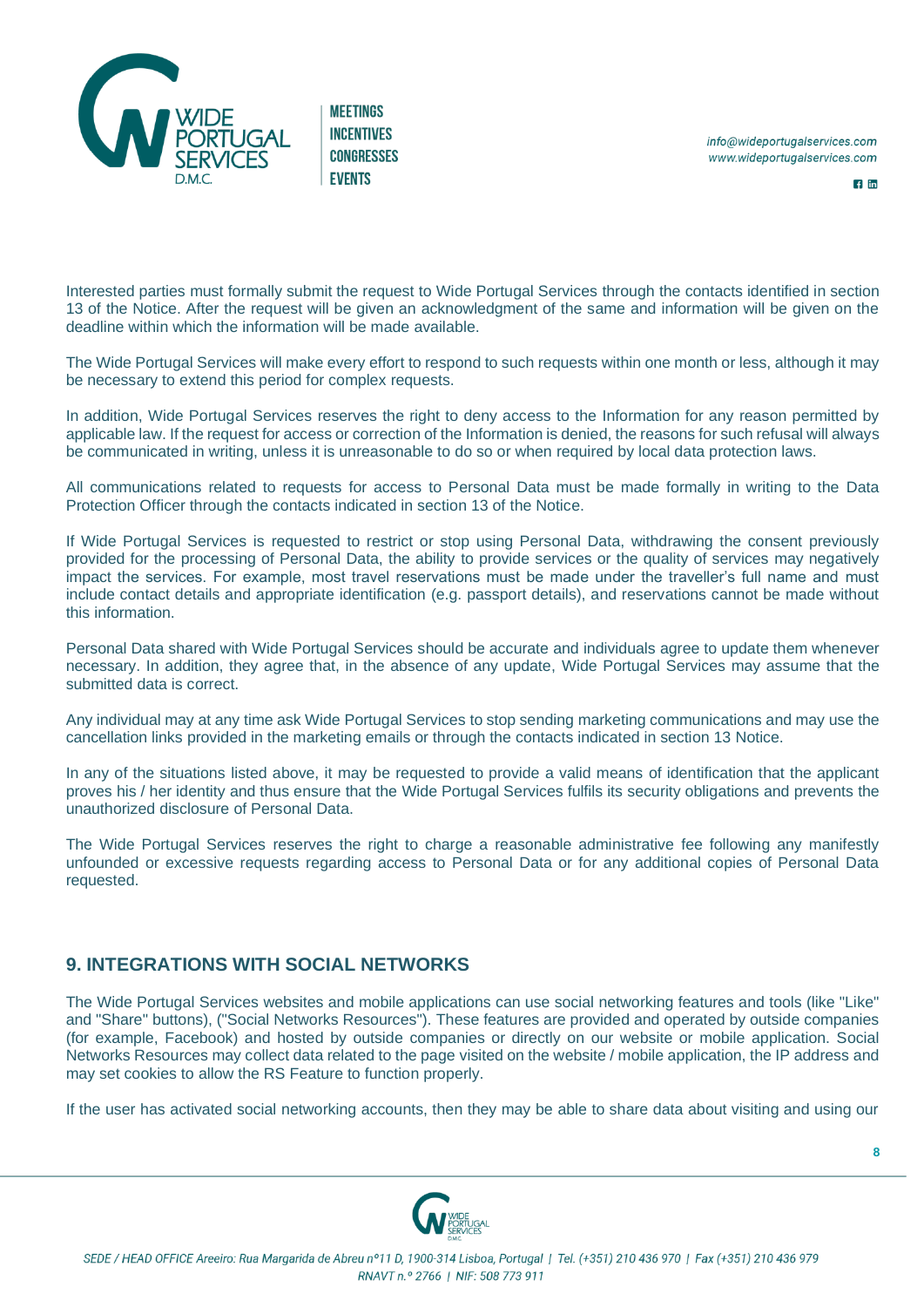Interested parties must formally submit the request to Wide Portugal Services through the contacts identified in section 13 of the Notice. After the request will be given an acknowledgment of the same and information will be given on the deadline within which the information will be made available.

The Wide Portugal Services will make every effort to respond to such requests within one month or less, although it may be necessary to extend this period for complex requests.

In addition, Wide Portugal Services reserves the right to deny access to the Information for any reason permitted by applicable law. If the request for access or correction of the Information is denied, the reasons for such refusal will always be communicated in writing, unless it is unreasonable to do so or when required by local data protection laws.

All communications related to requests for access to Personal Data must be made formally in writing to the Data Protection Officer through the contacts indicated in section 13 of the Notice.

If Wide Portugal Services is requested to restrict or stop using Personal Data, withdrawing the consent previously provided for the processing of Personal Data, the ability to provide services or the quality of services may negatively impact the services. For example, most travel reservations must be made under the traveller's full name and must include contact details and appropriate identification (e.g. passport details), and reservations cannot be made without this information.

Personal Data shared with Wide Portugal Services should be accurate and individuals agree to update them whenever necessary. In addition, they agree that, in the absence of any update, Wide Portugal Services may assume that the submitted data is correct.

Any individual may at any time ask Wide Portugal Services to stop sending marketing communications and may use the cancellation links provided in the marketing emails or through the contacts indicated in section 13 Notice.

In any of the situations listed above, it may be requested to provide a valid means of identification that the applicant proves his / her identity and thus ensure that the Wide Portugal Services fulfils its security obligations and prevents the unauthorized disclosure of Personal Data.

The Wide Portugal Services reserves the right to charge a reasonable administrative fee following any manifestly unfounded or excessive requests regarding access to Personal Data or for any additional copies of Personal Data requested.

## 9. INTEGRATIONS WITH SOCIAL NETWORKS

The Wide Portugal Services websites and mobile applications can use social networking features and tools (like "Like" and "Share" buttons), ("Social Networks Resources"). These features are provided and operated by outside companies (for example, Facebook) and hosted by outside companies or directly on our website or mobile application. Social Networks Resources may collect data related to the page visited on the website / mobile application, the IP address and may set cookies to allow the RS Feature to function properly.

If the user has activated social networking accounts, then they may be able to share data about visiting and using our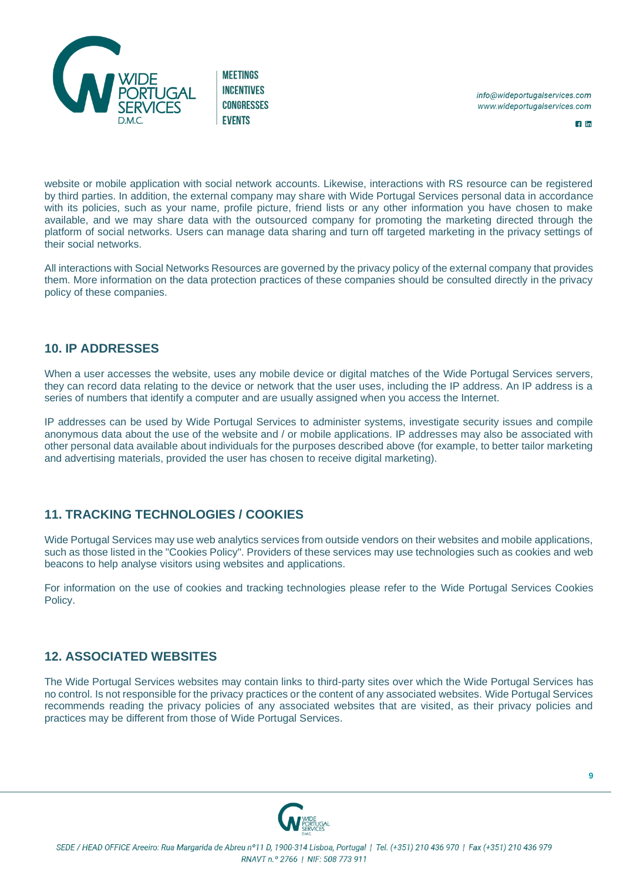website or mobile application with social network accounts. Likewise, interactions with RS resource can be registered by third parties. In addition, the external company may share with Wide Portugal Services personal data in accordance with its policies, such as your name, profile picture, friend lists or any other information you have chosen to make available, and we may share data with the outsourced company for promoting the marketing directed through the platform of social networks. Users can manage data sharing and turn off targeted marketing in the privacy settings of their social networks.

All interactions with Social Networks Resources are governed by the privacy policy of the external company that provides them. More information on the data protection practices of these companies should be consulted directly in the privacy policy of these companies.

## 10. IP ADDRESSES

When a user accesses the website, uses any mobile device or digital matches of the Wide Portugal Services servers, they can record data relating to the device or network that the user uses, including the IP address. An IP address is a series of numbers that identify a computer and are usually assigned when you access the Internet.

IP addresses can be used by Wide Portugal Services to administer systems, investigate security issues and compile anonymous data about the use of the website and / or mobile applications. IP addresses may also be associated with other personal data available about individuals for the purposes described above (for example, to better tailor marketing and advertising materials, provided the user has chosen to receive digital marketing).

## 11. TRACKING TECHNOLOGIES / COOKIES

Wide Portugal Services may use web analytics services from outside vendors on their websites and mobile applications, such as those listed in the "Cookies Policy". Providers of these services may use technologies such as cookies and web beacons to help analyse visitors using websites and applications.

For information on the use of cookies and tracking technologies please refer to the Wide Portugal Services Cookies Policy.

## 12. ASSOCIATED WEBSITES

The Wide Portugal Services websites may contain links to third-party sites over which the Wide Portugal Services has no control. Is not responsible for the privacy practices or the content of any associated websites. Wide Portugal Services recommends reading the privacy policies of any associated websites that are visited, as their privacy policies and practices may be different from those of Wide Portugal Services.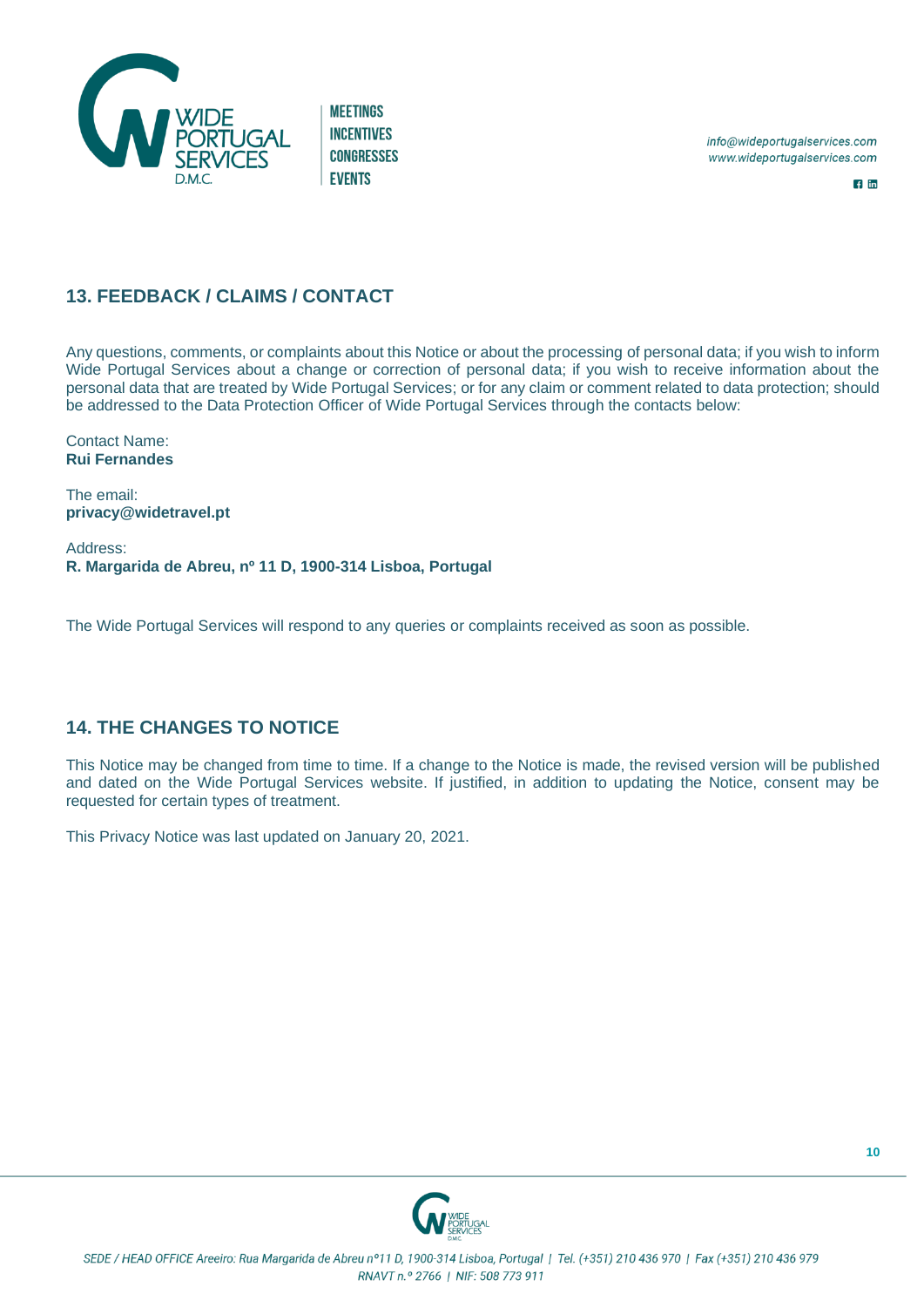## 13. FEEDBACK / CLAIMS / CONTACT

Any questions, comments, or complaints about this Notice or about the processing of personal data; if you wish to inform Wide Portugal Services about a change or correction of personal data; if you wish to receive information about the personal data that are treated by Wide Portugal Services; or for any claim or comment related to data protection; should be addressed to the Data Protection Officer of Wide Portugal Services through the contacts below:

Contact Name:
**Rui Fernandes**

The email:
**privacy@widetravel.pt**

Address:
**R. Margarida de Abreu, nº 11 D, 1900-314 Lisboa, Portugal**

The Wide Portugal Services will respond to any queries or complaints received as soon as possible.

## 14. THE CHANGES TO NOTICE

This Notice may be changed from time to time. If a change to the Notice is made, the revised version will be published and dated on the Wide Portugal Services website. If justified, in addition to updating the Notice, consent may be requested for certain types of treatment.

This Privacy Notice was last updated on January 20, 2021.